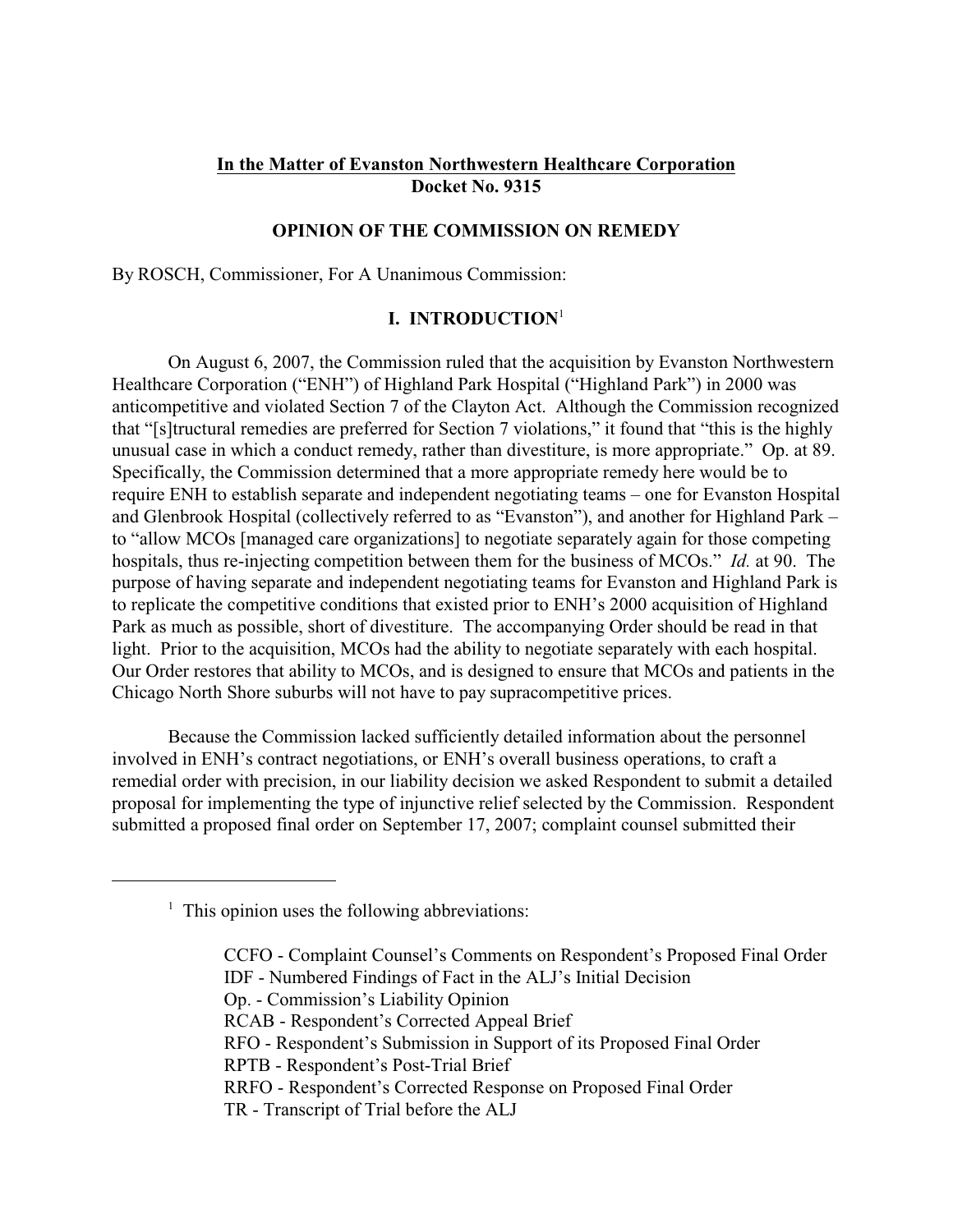**In the Matter of Evanston Northwestern Healthcare Corporation**
**Docket No. 9315**

**OPINION OF THE COMMISSION ON REMEDY**

By ROSCH, Commissioner, For A Unanimous Commission:

## I. INTRODUCTION[1]

On August 6, 2007, the Commission ruled that the acquisition by Evanston Northwestern Healthcare Corporation ("ENH") of Highland Park Hospital ("Highland Park") in 2000 was anticompetitive and violated Section 7 of the Clayton Act. Although the Commission recognized that "[s]tructural remedies are preferred for Section 7 violations," it found that "this is the highly unusual case in which a conduct remedy, rather than divestiture, is more appropriate." Op. at 89. Specifically, the Commission determined that a more appropriate remedy here would be to require ENH to establish separate and independent negotiating teams – one for Evanston Hospital and Glenbrook Hospital (collectively referred to as "Evanston"), and another for Highland Park – to "allow MCOs [managed care organizations] to negotiate separately again for those competing hospitals, thus re-injecting competition between them for the business of MCOs." *Id.* at 90. The purpose of having separate and independent negotiating teams for Evanston and Highland Park is to replicate the competitive conditions that existed prior to ENH's 2000 acquisition of Highland Park as much as possible, short of divestiture. The accompanying Order should be read in that light. Prior to the acquisition, MCOs had the ability to negotiate separately with each hospital. Our Order restores that ability to MCOs, and is designed to ensure that MCOs and patients in the Chicago North Shore suburbs will not have to pay supracompetitive prices.

Because the Commission lacked sufficiently detailed information about the personnel involved in ENH's contract negotiations, or ENH's overall business operations, to craft a remedial order with precision, in our liability decision we asked Respondent to submit a detailed proposal for implementing the type of injunctive relief selected by the Commission. Respondent submitted a proposed final order on September 17, 2007; complaint counsel submitted their

---

[1] This opinion uses the following abbreviations:

CCFO - Complaint Counsel's Comments on Respondent's Proposed Final Order
IDF - Numbered Findings of Fact in the ALJ's Initial Decision
Op. - Commission's Liability Opinion
RCAB - Respondent's Corrected Appeal Brief
RFO - Respondent's Submission in Support of its Proposed Final Order
RPTB - Respondent's Post-Trial Brief
RRFO - Respondent's Corrected Response on Proposed Final Order
TR - Transcript of Trial before the ALJ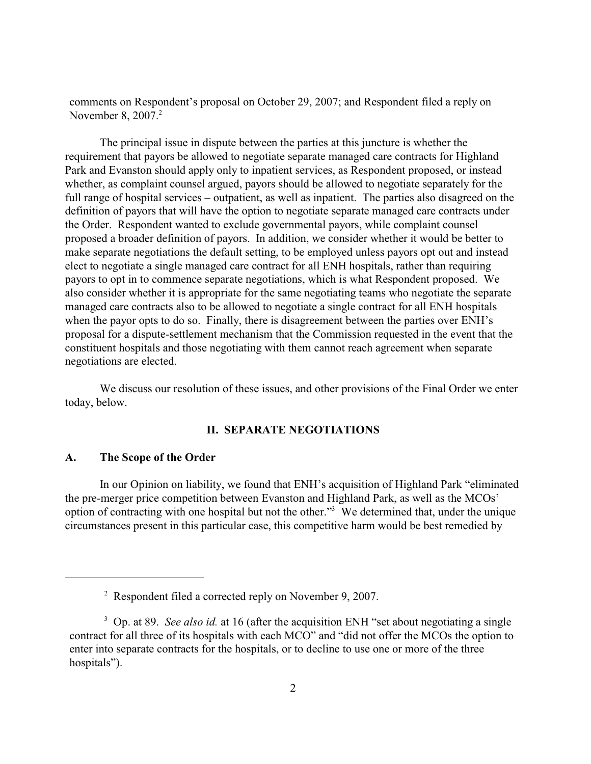comments on Respondent's proposal on October 29, 2007; and Respondent filed a reply on November 8, 2007.[2]

The principal issue in dispute between the parties at this juncture is whether the requirement that payors be allowed to negotiate separate managed care contracts for Highland Park and Evanston should apply only to inpatient services, as Respondent proposed, or instead whether, as complaint counsel argued, payors should be allowed to negotiate separately for the full range of hospital services – outpatient, as well as inpatient. The parties also disagreed on the definition of payors that will have the option to negotiate separate managed care contracts under the Order. Respondent wanted to exclude governmental payors, while complaint counsel proposed a broader definition of payors. In addition, we consider whether it would be better to make separate negotiations the default setting, to be employed unless payors opt out and instead elect to negotiate a single managed care contract for all ENH hospitals, rather than requiring payors to opt in to commence separate negotiations, which is what Respondent proposed. We also consider whether it is appropriate for the same negotiating teams who negotiate the separate managed care contracts also to be allowed to negotiate a single contract for all ENH hospitals when the payor opts to do so. Finally, there is disagreement between the parties over ENH's proposal for a dispute-settlement mechanism that the Commission requested in the event that the constituent hospitals and those negotiating with them cannot reach agreement when separate negotiations are elected.

We discuss our resolution of these issues, and other provisions of the Final Order we enter today, below.

## II. SEPARATE NEGOTIATIONS

### A. The Scope of the Order

In our Opinion on liability, we found that ENH's acquisition of Highland Park "eliminated the pre-merger price competition between Evanston and Highland Park, as well as the MCOs' option of contracting with one hospital but not the other."[3] We determined that, under the unique circumstances present in this particular case, this competitive harm would be best remedied by

---

[2] Respondent filed a corrected reply on November 9, 2007.

[3] Op. at 89. *See also id.* at 16 (after the acquisition ENH "set about negotiating a single contract for all three of its hospitals with each MCO" and "did not offer the MCOs the option to enter into separate contracts for the hospitals, or to decline to use one or more of the three hospitals").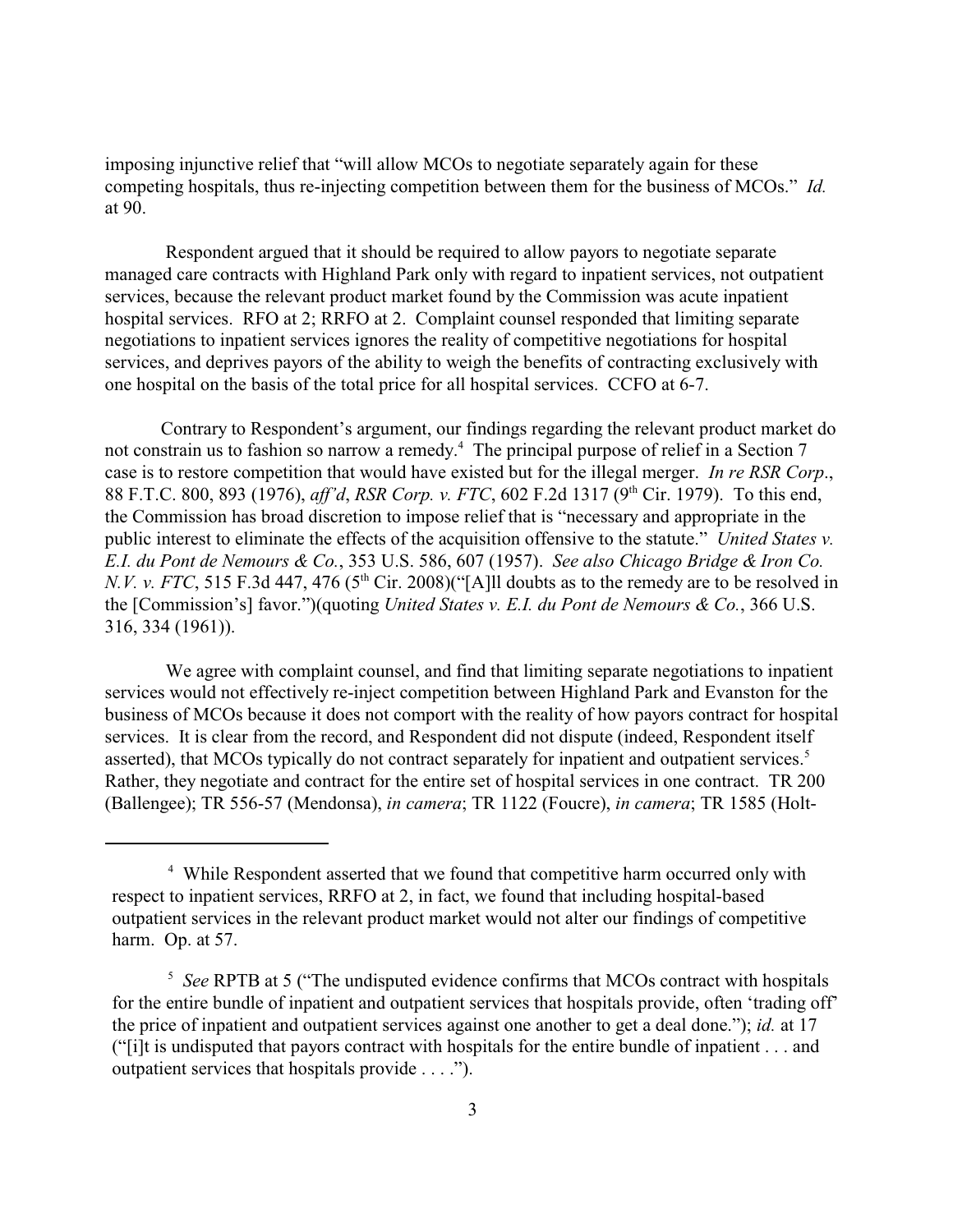imposing injunctive relief that "will allow MCOs to negotiate separately again for these competing hospitals, thus re-injecting competition between them for the business of MCOs." *Id.* at 90.

Respondent argued that it should be required to allow payors to negotiate separate managed care contracts with Highland Park only with regard to inpatient services, not outpatient services, because the relevant product market found by the Commission was acute inpatient hospital services. RFO at 2; RRFO at 2. Complaint counsel responded that limiting separate negotiations to inpatient services ignores the reality of competitive negotiations for hospital services, and deprives payors of the ability to weigh the benefits of contracting exclusively with one hospital on the basis of the total price for all hospital services. CCFO at 6-7.

Contrary to Respondent's argument, our findings regarding the relevant product market do not constrain us to fashion so narrow a remedy.[4] The principal purpose of relief in a Section 7 case is to restore competition that would have existed but for the illegal merger. *In re RSR Corp*., 88 F.T.C. 800, 893 (1976), *aff'd*, *RSR Corp. v. FTC*, 602 F.2d 1317 (9th Cir. 1979). To this end, the Commission has broad discretion to impose relief that is "necessary and appropriate in the public interest to eliminate the effects of the acquisition offensive to the statute." *United States v. E.I. du Pont de Nemours & Co.*, 353 U.S. 586, 607 (1957). *See also Chicago Bridge & Iron Co. N.V. v. FTC*, 515 F.3d 447, 476 (5th Cir. 2008)("[A]ll doubts as to the remedy are to be resolved in the [Commission's] favor.")(quoting *United States v. E.I. du Pont de Nemours & Co.*, 366 U.S. 316, 334 (1961)).

We agree with complaint counsel, and find that limiting separate negotiations to inpatient services would not effectively re-inject competition between Highland Park and Evanston for the business of MCOs because it does not comport with the reality of how payors contract for hospital services. It is clear from the record, and Respondent did not dispute (indeed, Respondent itself asserted), that MCOs typically do not contract separately for inpatient and outpatient services.[5] Rather, they negotiate and contract for the entire set of hospital services in one contract. TR 200 (Ballengee); TR 556-57 (Mendonsa), *in camera*; TR 1122 (Foucre), *in camera*; TR 1585 (Holt-

---

[4] While Respondent asserted that we found that competitive harm occurred only with respect to inpatient services, RRFO at 2, in fact, we found that including hospital-based outpatient services in the relevant product market would not alter our findings of competitive harm. Op. at 57.

[5] *See* RPTB at 5 ("The undisputed evidence confirms that MCOs contract with hospitals for the entire bundle of inpatient and outpatient services that hospitals provide, often 'trading off' the price of inpatient and outpatient services against one another to get a deal done."); *id.* at 17 ("[i]t is undisputed that payors contract with hospitals for the entire bundle of inpatient . . . and outpatient services that hospitals provide . . . .").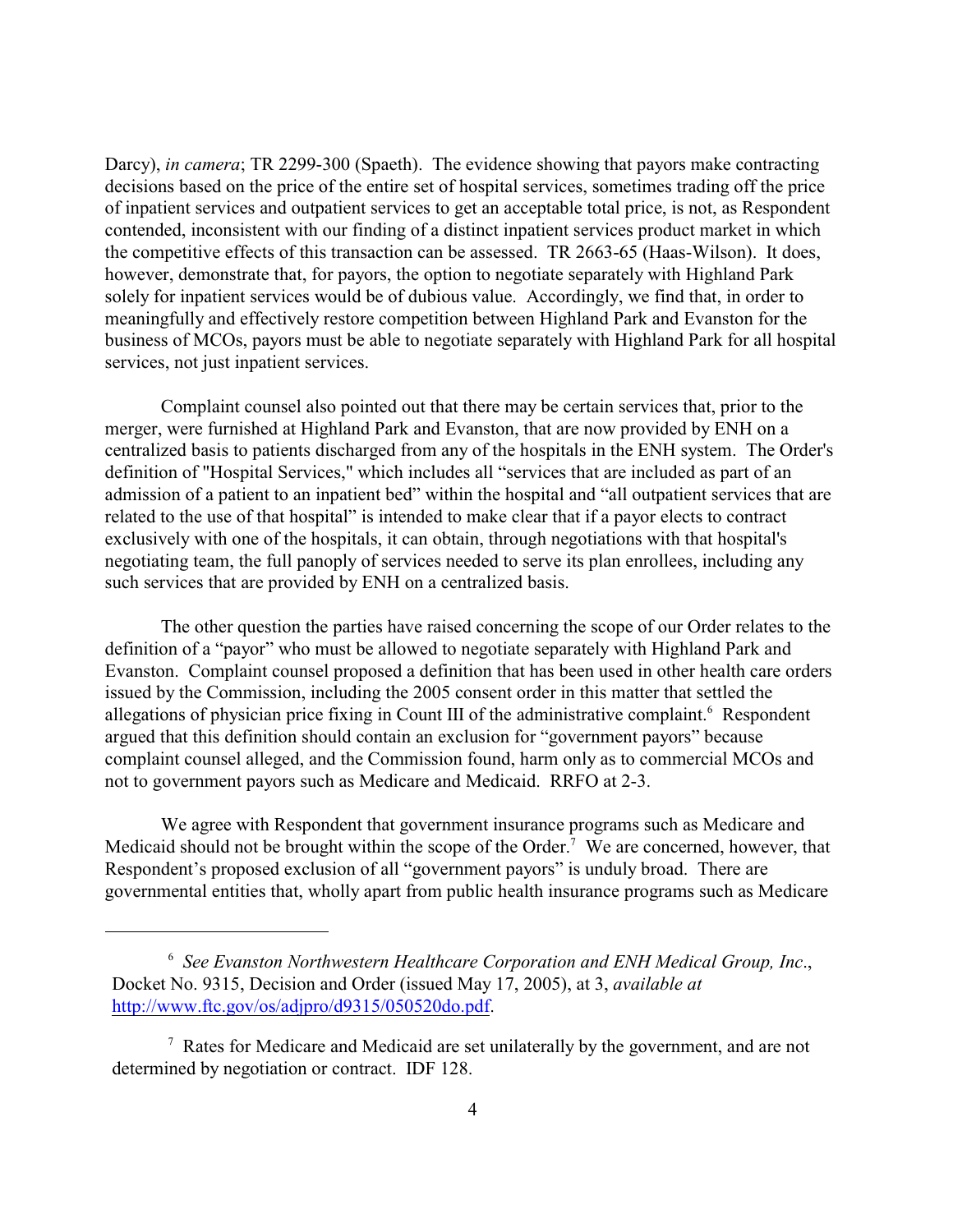Darcy), *in camera*; TR 2299-300 (Spaeth). The evidence showing that payors make contracting decisions based on the price of the entire set of hospital services, sometimes trading off the price of inpatient services and outpatient services to get an acceptable total price, is not, as Respondent contended, inconsistent with our finding of a distinct inpatient services product market in which the competitive effects of this transaction can be assessed. TR 2663-65 (Haas-Wilson). It does, however, demonstrate that, for payors, the option to negotiate separately with Highland Park solely for inpatient services would be of dubious value. Accordingly, we find that, in order to meaningfully and effectively restore competition between Highland Park and Evanston for the business of MCOs, payors must be able to negotiate separately with Highland Park for all hospital services, not just inpatient services.

Complaint counsel also pointed out that there may be certain services that, prior to the merger, were furnished at Highland Park and Evanston, that are now provided by ENH on a centralized basis to patients discharged from any of the hospitals in the ENH system. The Order's definition of "Hospital Services," which includes all "services that are included as part of an admission of a patient to an inpatient bed" within the hospital and "all outpatient services that are related to the use of that hospital" is intended to make clear that if a payor elects to contract exclusively with one of the hospitals, it can obtain, through negotiations with that hospital's negotiating team, the full panoply of services needed to serve its plan enrollees, including any such services that are provided by ENH on a centralized basis.

The other question the parties have raised concerning the scope of our Order relates to the definition of a "payor" who must be allowed to negotiate separately with Highland Park and Evanston. Complaint counsel proposed a definition that has been used in other health care orders issued by the Commission, including the 2005 consent order in this matter that settled the allegations of physician price fixing in Count III of the administrative complaint.[6] Respondent argued that this definition should contain an exclusion for "government payors" because complaint counsel alleged, and the Commission found, harm only as to commercial MCOs and not to government payors such as Medicare and Medicaid. RRFO at 2-3.

We agree with Respondent that government insurance programs such as Medicare and Medicaid should not be brought within the scope of the Order.[7] We are concerned, however, that Respondent's proposed exclusion of all "government payors" is unduly broad. There are governmental entities that, wholly apart from public health insurance programs such as Medicare

---

[6] *See Evanston Northwestern Healthcare Corporation and ENH Medical Group, Inc*., Docket No. 9315, Decision and Order (issued May 17, 2005), at 3, *available at* http://www.ftc.gov/os/adjpro/d9315/050520do.pdf.

[7] Rates for Medicare and Medicaid are set unilaterally by the government, and are not determined by negotiation or contract. IDF 128.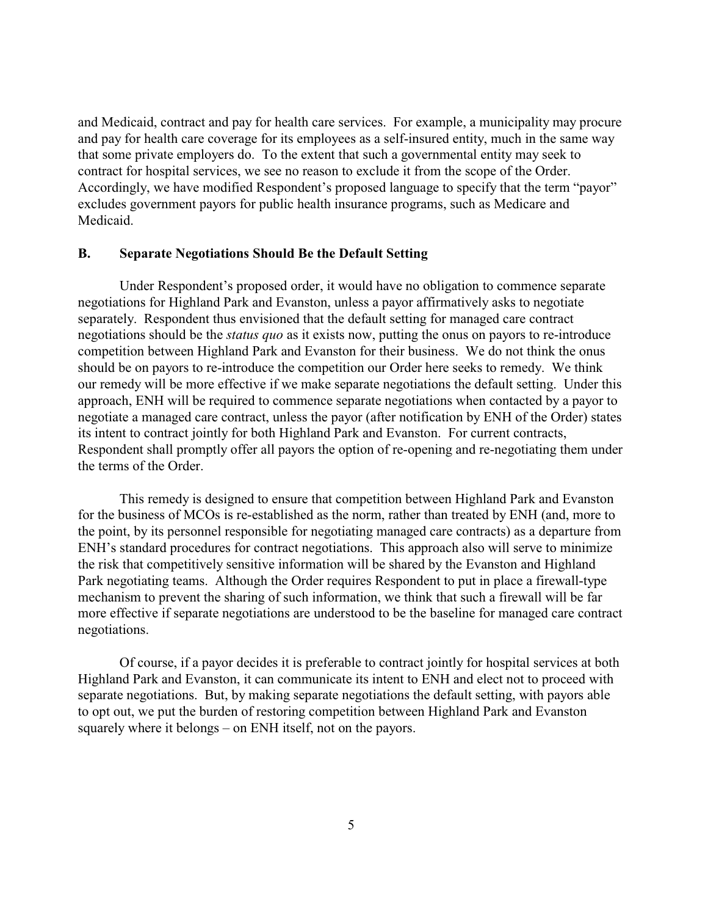and Medicaid, contract and pay for health care services. For example, a municipality may procure and pay for health care coverage for its employees as a self-insured entity, much in the same way that some private employers do. To the extent that such a governmental entity may seek to contract for hospital services, we see no reason to exclude it from the scope of the Order. Accordingly, we have modified Respondent's proposed language to specify that the term "payor" excludes government payors for public health insurance programs, such as Medicare and Medicaid.

## B. Separate Negotiations Should Be the Default Setting

Under Respondent's proposed order, it would have no obligation to commence separate negotiations for Highland Park and Evanston, unless a payor affirmatively asks to negotiate separately. Respondent thus envisioned that the default setting for managed care contract negotiations should be the *status quo* as it exists now, putting the onus on payors to re-introduce competition between Highland Park and Evanston for their business. We do not think the onus should be on payors to re-introduce the competition our Order here seeks to remedy. We think our remedy will be more effective if we make separate negotiations the default setting. Under this approach, ENH will be required to commence separate negotiations when contacted by a payor to negotiate a managed care contract, unless the payor (after notification by ENH of the Order) states its intent to contract jointly for both Highland Park and Evanston. For current contracts, Respondent shall promptly offer all payors the option of re-opening and re-negotiating them under the terms of the Order.

This remedy is designed to ensure that competition between Highland Park and Evanston for the business of MCOs is re-established as the norm, rather than treated by ENH (and, more to the point, by its personnel responsible for negotiating managed care contracts) as a departure from ENH's standard procedures for contract negotiations. This approach also will serve to minimize the risk that competitively sensitive information will be shared by the Evanston and Highland Park negotiating teams. Although the Order requires Respondent to put in place a firewall-type mechanism to prevent the sharing of such information, we think that such a firewall will be far more effective if separate negotiations are understood to be the baseline for managed care contract negotiations.

Of course, if a payor decides it is preferable to contract jointly for hospital services at both Highland Park and Evanston, it can communicate its intent to ENH and elect not to proceed with separate negotiations. But, by making separate negotiations the default setting, with payors able to opt out, we put the burden of restoring competition between Highland Park and Evanston squarely where it belongs – on ENH itself, not on the payors.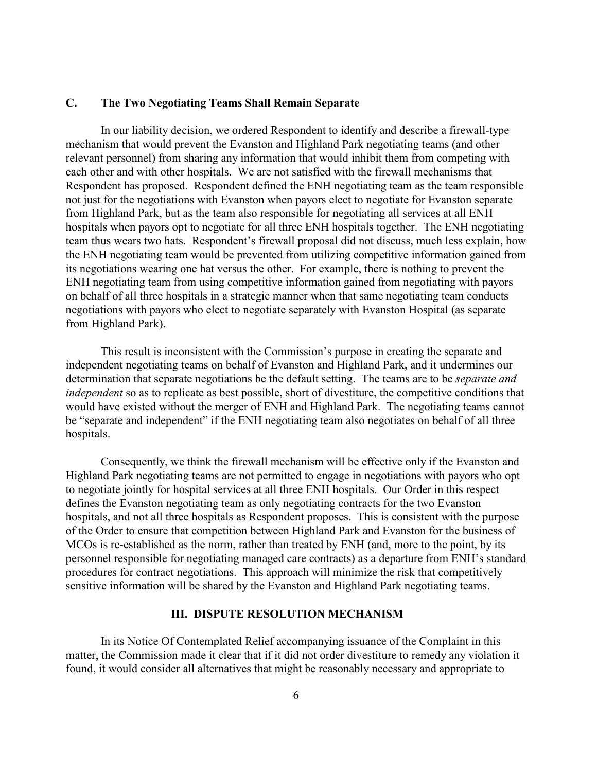### C. The Two Negotiating Teams Shall Remain Separate

In our liability decision, we ordered Respondent to identify and describe a firewall-type mechanism that would prevent the Evanston and Highland Park negotiating teams (and other relevant personnel) from sharing any information that would inhibit them from competing with each other and with other hospitals. We are not satisfied with the firewall mechanisms that Respondent has proposed. Respondent defined the ENH negotiating team as the team responsible not just for the negotiations with Evanston when payors elect to negotiate for Evanston separate from Highland Park, but as the team also responsible for negotiating all services at all ENH hospitals when payors opt to negotiate for all three ENH hospitals together. The ENH negotiating team thus wears two hats. Respondent's firewall proposal did not discuss, much less explain, how the ENH negotiating team would be prevented from utilizing competitive information gained from its negotiations wearing one hat versus the other. For example, there is nothing to prevent the ENH negotiating team from using competitive information gained from negotiating with payors on behalf of all three hospitals in a strategic manner when that same negotiating team conducts negotiations with payors who elect to negotiate separately with Evanston Hospital (as separate from Highland Park).

This result is inconsistent with the Commission's purpose in creating the separate and independent negotiating teams on behalf of Evanston and Highland Park, and it undermines our determination that separate negotiations be the default setting. The teams are to be *separate and independent* so as to replicate as best possible, short of divestiture, the competitive conditions that would have existed without the merger of ENH and Highland Park. The negotiating teams cannot be "separate and independent" if the ENH negotiating team also negotiates on behalf of all three hospitals.

Consequently, we think the firewall mechanism will be effective only if the Evanston and Highland Park negotiating teams are not permitted to engage in negotiations with payors who opt to negotiate jointly for hospital services at all three ENH hospitals. Our Order in this respect defines the Evanston negotiating team as only negotiating contracts for the two Evanston hospitals, and not all three hospitals as Respondent proposes. This is consistent with the purpose of the Order to ensure that competition between Highland Park and Evanston for the business of MCOs is re-established as the norm, rather than treated by ENH (and, more to the point, by its personnel responsible for negotiating managed care contracts) as a departure from ENH's standard procedures for contract negotiations. This approach will minimize the risk that competitively sensitive information will be shared by the Evanston and Highland Park negotiating teams.

## III. DISPUTE RESOLUTION MECHANISM

In its Notice Of Contemplated Relief accompanying issuance of the Complaint in this matter, the Commission made it clear that if it did not order divestiture to remedy any violation it found, it would consider all alternatives that might be reasonably necessary and appropriate to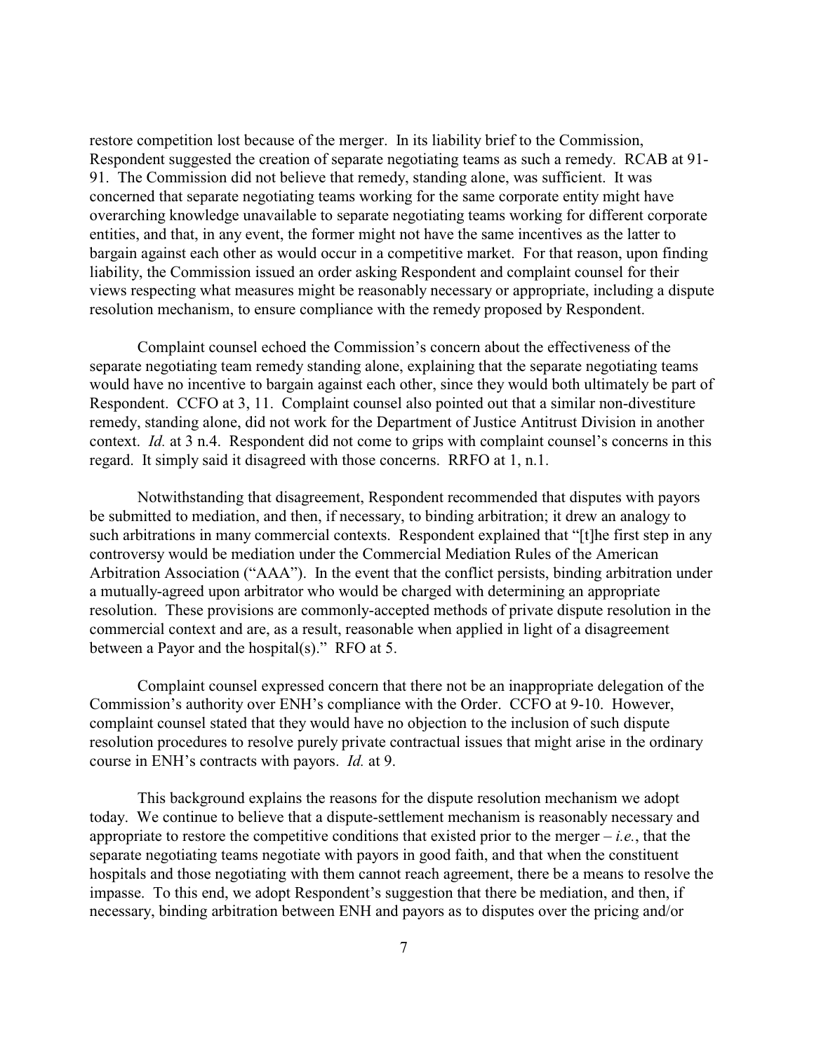restore competition lost because of the merger. In its liability brief to the Commission, Respondent suggested the creation of separate negotiating teams as such a remedy. RCAB at 91-91. The Commission did not believe that remedy, standing alone, was sufficient. It was concerned that separate negotiating teams working for the same corporate entity might have overarching knowledge unavailable to separate negotiating teams working for different corporate entities, and that, in any event, the former might not have the same incentives as the latter to bargain against each other as would occur in a competitive market. For that reason, upon finding liability, the Commission issued an order asking Respondent and complaint counsel for their views respecting what measures might be reasonably necessary or appropriate, including a dispute resolution mechanism, to ensure compliance with the remedy proposed by Respondent.

Complaint counsel echoed the Commission's concern about the effectiveness of the separate negotiating team remedy standing alone, explaining that the separate negotiating teams would have no incentive to bargain against each other, since they would both ultimately be part of Respondent. CCFO at 3, 11. Complaint counsel also pointed out that a similar non-divestiture remedy, standing alone, did not work for the Department of Justice Antitrust Division in another context. *Id.* at 3 n.4. Respondent did not come to grips with complaint counsel's concerns in this regard. It simply said it disagreed with those concerns. RRFO at 1, n.1.

Notwithstanding that disagreement, Respondent recommended that disputes with payors be submitted to mediation, and then, if necessary, to binding arbitration; it drew an analogy to such arbitrations in many commercial contexts. Respondent explained that "[t]he first step in any controversy would be mediation under the Commercial Mediation Rules of the American Arbitration Association ("AAA"). In the event that the conflict persists, binding arbitration under a mutually-agreed upon arbitrator who would be charged with determining an appropriate resolution. These provisions are commonly-accepted methods of private dispute resolution in the commercial context and are, as a result, reasonable when applied in light of a disagreement between a Payor and the hospital(s)." RFO at 5.

Complaint counsel expressed concern that there not be an inappropriate delegation of the Commission's authority over ENH's compliance with the Order. CCFO at 9-10. However, complaint counsel stated that they would have no objection to the inclusion of such dispute resolution procedures to resolve purely private contractual issues that might arise in the ordinary course in ENH's contracts with payors. *Id.* at 9.

This background explains the reasons for the dispute resolution mechanism we adopt today. We continue to believe that a dispute-settlement mechanism is reasonably necessary and appropriate to restore the competitive conditions that existed prior to the merger – *i.e.*, that the separate negotiating teams negotiate with payors in good faith, and that when the constituent hospitals and those negotiating with them cannot reach agreement, there be a means to resolve the impasse. To this end, we adopt Respondent's suggestion that there be mediation, and then, if necessary, binding arbitration between ENH and payors as to disputes over the pricing and/or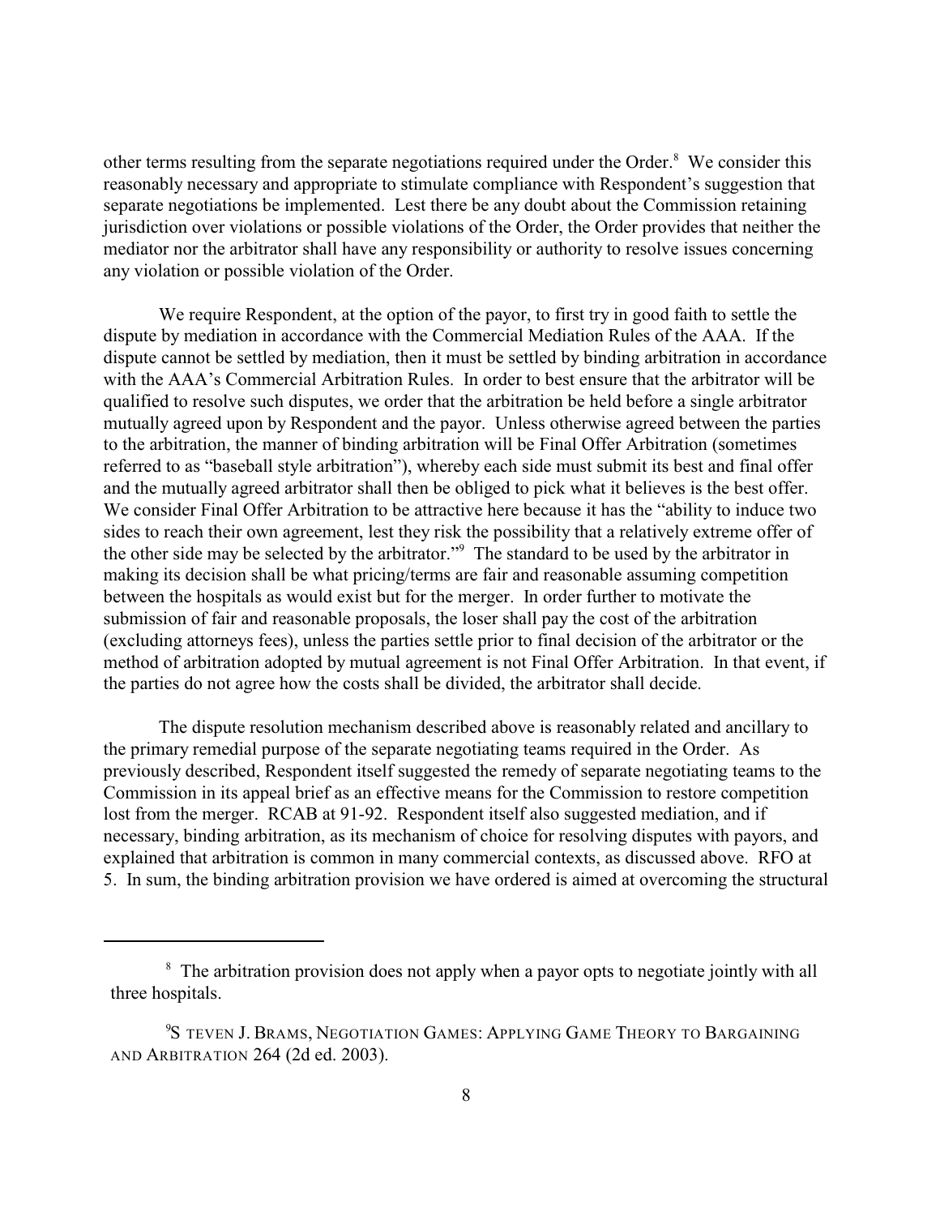other terms resulting from the separate negotiations required under the Order.[8] We consider this reasonably necessary and appropriate to stimulate compliance with Respondent's suggestion that separate negotiations be implemented. Lest there be any doubt about the Commission retaining jurisdiction over violations or possible violations of the Order, the Order provides that neither the mediator nor the arbitrator shall have any responsibility or authority to resolve issues concerning any violation or possible violation of the Order.

We require Respondent, at the option of the payor, to first try in good faith to settle the dispute by mediation in accordance with the Commercial Mediation Rules of the AAA. If the dispute cannot be settled by mediation, then it must be settled by binding arbitration in accordance with the AAA's Commercial Arbitration Rules. In order to best ensure that the arbitrator will be qualified to resolve such disputes, we order that the arbitration be held before a single arbitrator mutually agreed upon by Respondent and the payor. Unless otherwise agreed between the parties to the arbitration, the manner of binding arbitration will be Final Offer Arbitration (sometimes referred to as "baseball style arbitration"), whereby each side must submit its best and final offer and the mutually agreed arbitrator shall then be obliged to pick what it believes is the best offer. We consider Final Offer Arbitration to be attractive here because it has the "ability to induce two sides to reach their own agreement, lest they risk the possibility that a relatively extreme offer of the other side may be selected by the arbitrator."[9] The standard to be used by the arbitrator in making its decision shall be what pricing/terms are fair and reasonable assuming competition between the hospitals as would exist but for the merger. In order further to motivate the submission of fair and reasonable proposals, the loser shall pay the cost of the arbitration (excluding attorneys fees), unless the parties settle prior to final decision of the arbitrator or the method of arbitration adopted by mutual agreement is not Final Offer Arbitration. In that event, if the parties do not agree how the costs shall be divided, the arbitrator shall decide.

The dispute resolution mechanism described above is reasonably related and ancillary to the primary remedial purpose of the separate negotiating teams required in the Order. As previously described, Respondent itself suggested the remedy of separate negotiating teams to the Commission in its appeal brief as an effective means for the Commission to restore competition lost from the merger. RCAB at 91-92. Respondent itself also suggested mediation, and if necessary, binding arbitration, as its mechanism of choice for resolving disputes with payors, and explained that arbitration is common in many commercial contexts, as discussed above. RFO at 5. In sum, the binding arbitration provision we have ordered is aimed at overcoming the structural

---

[8] The arbitration provision does not apply when a payor opts to negotiate jointly with all three hospitals.

[9] STEVEN J. BRAMS, NEGOTIATION GAMES: APPLYING GAME THEORY TO BARGAINING AND ARBITRATION 264 (2d ed. 2003).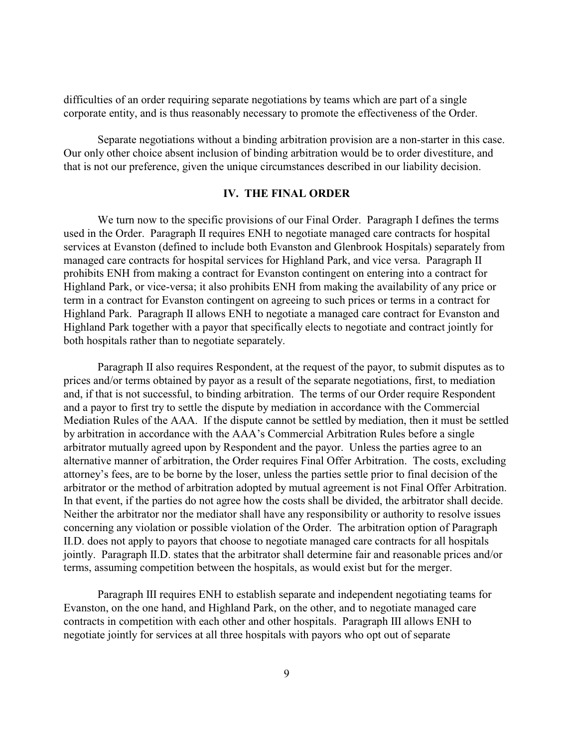difficulties of an order requiring separate negotiations by teams which are part of a single corporate entity, and is thus reasonably necessary to promote the effectiveness of the Order.

Separate negotiations without a binding arbitration provision are a non-starter in this case. Our only other choice absent inclusion of binding arbitration would be to order divestiture, and that is not our preference, given the unique circumstances described in our liability decision.

## IV. THE FINAL ORDER

We turn now to the specific provisions of our Final Order. Paragraph I defines the terms used in the Order. Paragraph II requires ENH to negotiate managed care contracts for hospital services at Evanston (defined to include both Evanston and Glenbrook Hospitals) separately from managed care contracts for hospital services for Highland Park, and vice versa. Paragraph II prohibits ENH from making a contract for Evanston contingent on entering into a contract for Highland Park, or vice-versa; it also prohibits ENH from making the availability of any price or term in a contract for Evanston contingent on agreeing to such prices or terms in a contract for Highland Park. Paragraph II allows ENH to negotiate a managed care contract for Evanston and Highland Park together with a payor that specifically elects to negotiate and contract jointly for both hospitals rather than to negotiate separately.

Paragraph II also requires Respondent, at the request of the payor, to submit disputes as to prices and/or terms obtained by payor as a result of the separate negotiations, first, to mediation and, if that is not successful, to binding arbitration. The terms of our Order require Respondent and a payor to first try to settle the dispute by mediation in accordance with the Commercial Mediation Rules of the AAA. If the dispute cannot be settled by mediation, then it must be settled by arbitration in accordance with the AAA's Commercial Arbitration Rules before a single arbitrator mutually agreed upon by Respondent and the payor. Unless the parties agree to an alternative manner of arbitration, the Order requires Final Offer Arbitration. The costs, excluding attorney's fees, are to be borne by the loser, unless the parties settle prior to final decision of the arbitrator or the method of arbitration adopted by mutual agreement is not Final Offer Arbitration. In that event, if the parties do not agree how the costs shall be divided, the arbitrator shall decide. Neither the arbitrator nor the mediator shall have any responsibility or authority to resolve issues concerning any violation or possible violation of the Order. The arbitration option of Paragraph II.D. does not apply to payors that choose to negotiate managed care contracts for all hospitals jointly. Paragraph II.D. states that the arbitrator shall determine fair and reasonable prices and/or terms, assuming competition between the hospitals, as would exist but for the merger.

Paragraph III requires ENH to establish separate and independent negotiating teams for Evanston, on the one hand, and Highland Park, on the other, and to negotiate managed care contracts in competition with each other and other hospitals. Paragraph III allows ENH to negotiate jointly for services at all three hospitals with payors who opt out of separate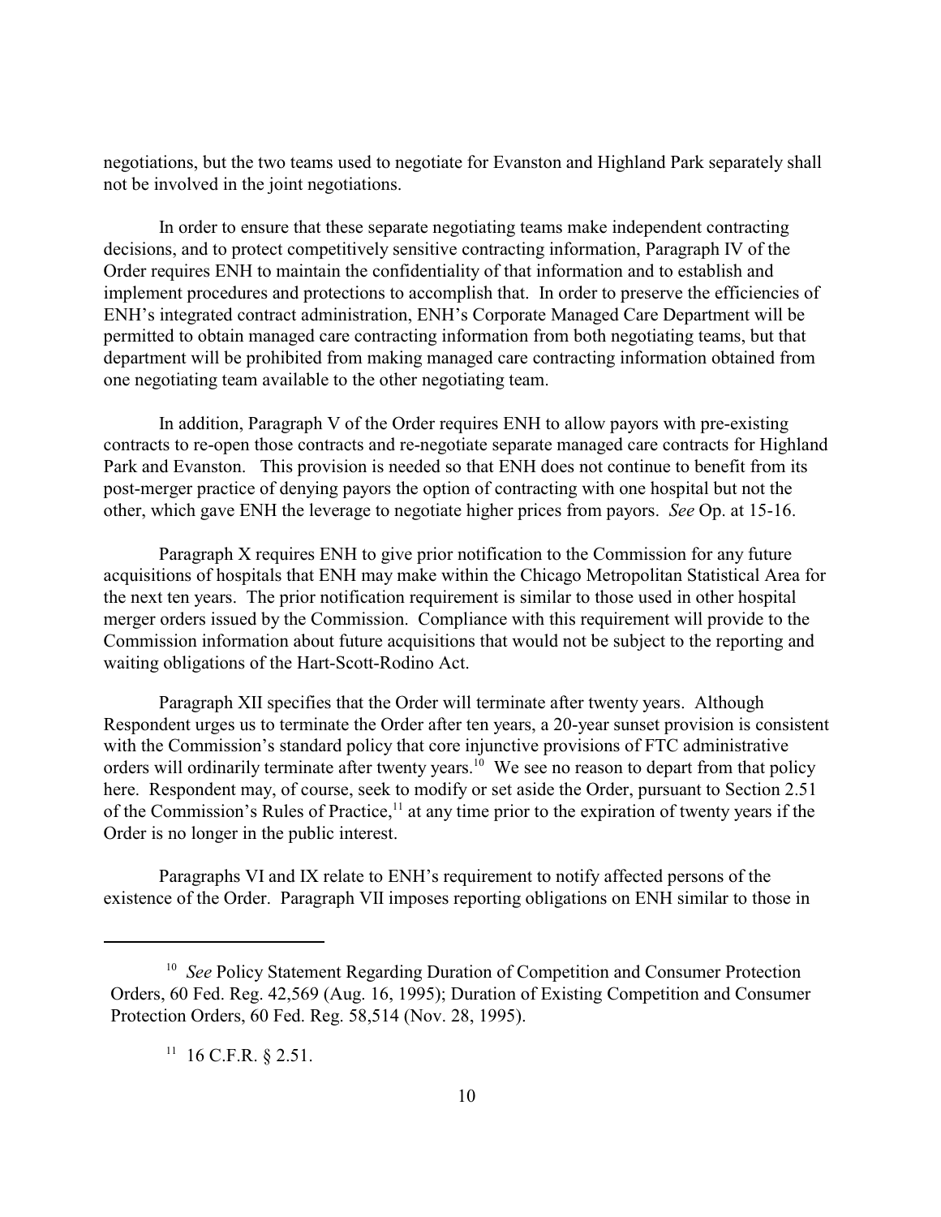negotiations, but the two teams used to negotiate for Evanston and Highland Park separately shall not be involved in the joint negotiations.

In order to ensure that these separate negotiating teams make independent contracting decisions, and to protect competitively sensitive contracting information, Paragraph IV of the Order requires ENH to maintain the confidentiality of that information and to establish and implement procedures and protections to accomplish that. In order to preserve the efficiencies of ENH's integrated contract administration, ENH's Corporate Managed Care Department will be permitted to obtain managed care contracting information from both negotiating teams, but that department will be prohibited from making managed care contracting information obtained from one negotiating team available to the other negotiating team.

In addition, Paragraph V of the Order requires ENH to allow payors with pre-existing contracts to re-open those contracts and re-negotiate separate managed care contracts for Highland Park and Evanston. This provision is needed so that ENH does not continue to benefit from its post-merger practice of denying payors the option of contracting with one hospital but not the other, which gave ENH the leverage to negotiate higher prices from payors. *See* Op. at 15-16.

Paragraph X requires ENH to give prior notification to the Commission for any future acquisitions of hospitals that ENH may make within the Chicago Metropolitan Statistical Area for the next ten years. The prior notification requirement is similar to those used in other hospital merger orders issued by the Commission. Compliance with this requirement will provide to the Commission information about future acquisitions that would not be subject to the reporting and waiting obligations of the Hart-Scott-Rodino Act.

Paragraph XII specifies that the Order will terminate after twenty years. Although Respondent urges us to terminate the Order after ten years, a 20-year sunset provision is consistent with the Commission's standard policy that core injunctive provisions of FTC administrative orders will ordinarily terminate after twenty years.[10] We see no reason to depart from that policy here. Respondent may, of course, seek to modify or set aside the Order, pursuant to Section 2.51 of the Commission's Rules of Practice,[11] at any time prior to the expiration of twenty years if the Order is no longer in the public interest.

Paragraphs VI and IX relate to ENH's requirement to notify affected persons of the existence of the Order. Paragraph VII imposes reporting obligations on ENH similar to those in

---

[10] *See* Policy Statement Regarding Duration of Competition and Consumer Protection Orders, 60 Fed. Reg. 42,569 (Aug. 16, 1995); Duration of Existing Competition and Consumer Protection Orders, 60 Fed. Reg. 58,514 (Nov. 28, 1995).

[11] 16 C.F.R. § 2.51.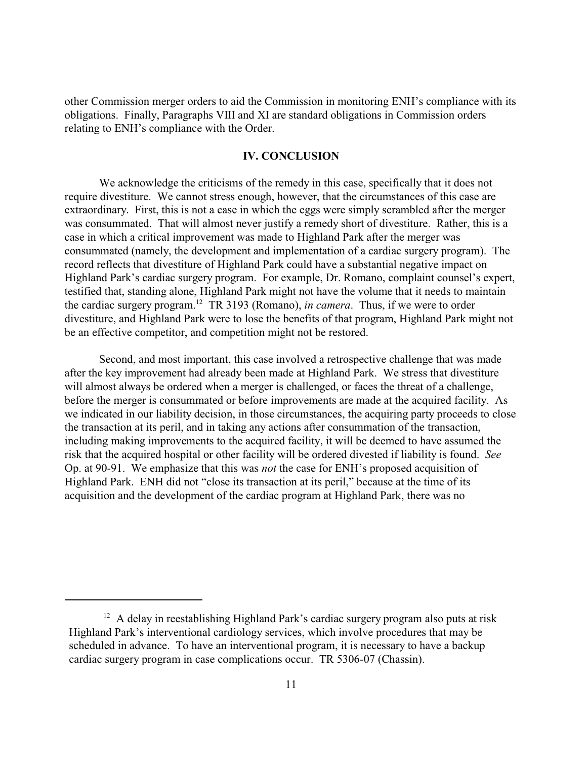other Commission merger orders to aid the Commission in monitoring ENH's compliance with its obligations. Finally, Paragraphs VIII and XI are standard obligations in Commission orders relating to ENH's compliance with the Order.

## IV. CONCLUSION

We acknowledge the criticisms of the remedy in this case, specifically that it does not require divestiture. We cannot stress enough, however, that the circumstances of this case are extraordinary. First, this is not a case in which the eggs were simply scrambled after the merger was consummated. That will almost never justify a remedy short of divestiture. Rather, this is a case in which a critical improvement was made to Highland Park after the merger was consummated (namely, the development and implementation of a cardiac surgery program). The record reflects that divestiture of Highland Park could have a substantial negative impact on Highland Park's cardiac surgery program. For example, Dr. Romano, complaint counsel's expert, testified that, standing alone, Highland Park might not have the volume that it needs to maintain the cardiac surgery program.[12] TR 3193 (Romano), *in camera*. Thus, if we were to order divestiture, and Highland Park were to lose the benefits of that program, Highland Park might not be an effective competitor, and competition might not be restored.

Second, and most important, this case involved a retrospective challenge that was made after the key improvement had already been made at Highland Park. We stress that divestiture will almost always be ordered when a merger is challenged, or faces the threat of a challenge, before the merger is consummated or before improvements are made at the acquired facility. As we indicated in our liability decision, in those circumstances, the acquiring party proceeds to close the transaction at its peril, and in taking any actions after consummation of the transaction, including making improvements to the acquired facility, it will be deemed to have assumed the risk that the acquired hospital or other facility will be ordered divested if liability is found. *See* Op. at 90-91. We emphasize that this was *not* the case for ENH's proposed acquisition of Highland Park. ENH did not "close its transaction at its peril," because at the time of its acquisition and the development of the cardiac program at Highland Park, there was no

[12] A delay in reestablishing Highland Park's cardiac surgery program also puts at risk Highland Park's interventional cardiology services, which involve procedures that may be scheduled in advance. To have an interventional program, it is necessary to have a backup cardiac surgery program in case complications occur. TR 5306-07 (Chassin).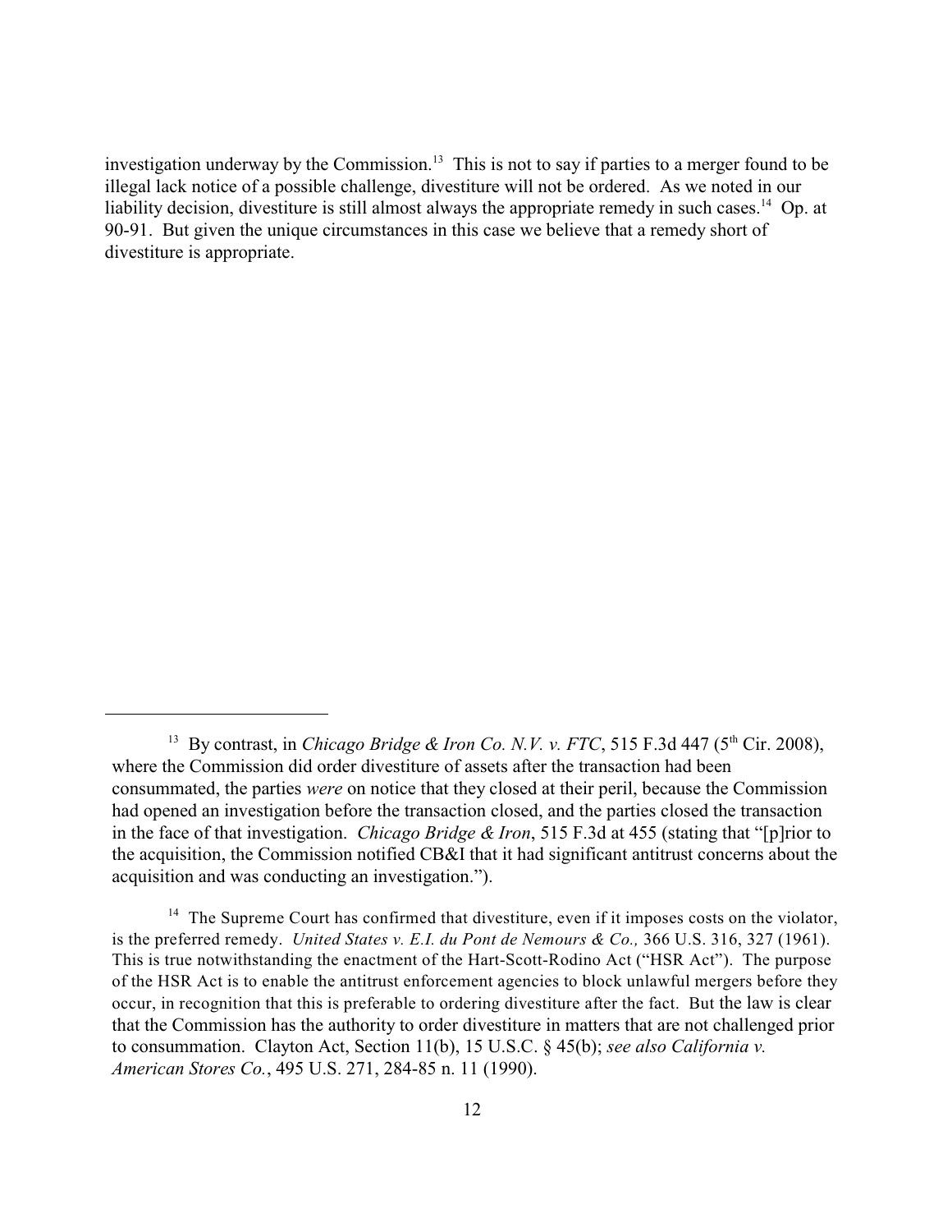investigation underway by the Commission.[13] This is not to say if parties to a merger found to be illegal lack notice of a possible challenge, divestiture will not be ordered. As we noted in our liability decision, divestiture is still almost always the appropriate remedy in such cases.[14] Op. at 90-91. But given the unique circumstances in this case we believe that a remedy short of divestiture is appropriate.

---

[13] By contrast, in *Chicago Bridge & Iron Co. N.V. v. FTC*, 515 F.3d 447 (5th Cir. 2008), where the Commission did order divestiture of assets after the transaction had been consummated, the parties *were* on notice that they closed at their peril, because the Commission had opened an investigation before the transaction closed, and the parties closed the transaction in the face of that investigation. *Chicago Bridge & Iron*, 515 F.3d at 455 (stating that "[p]rior to the acquisition, the Commission notified CB&I that it had significant antitrust concerns about the acquisition and was conducting an investigation.").

[14] The Supreme Court has confirmed that divestiture, even if it imposes costs on the violator, is the preferred remedy. *United States v. E.I. du Pont de Nemours & Co.,* 366 U.S. 316, 327 (1961). This is true notwithstanding the enactment of the Hart-Scott-Rodino Act ("HSR Act"). The purpose of the HSR Act is to enable the antitrust enforcement agencies to block unlawful mergers before they occur, in recognition that this is preferable to ordering divestiture after the fact. But the law is clear that the Commission has the authority to order divestiture in matters that are not challenged prior to consummation. Clayton Act, Section 11(b), 15 U.S.C. § 45(b); *see also California v. American Stores Co.*, 495 U.S. 271, 284-85 n. 11 (1990).